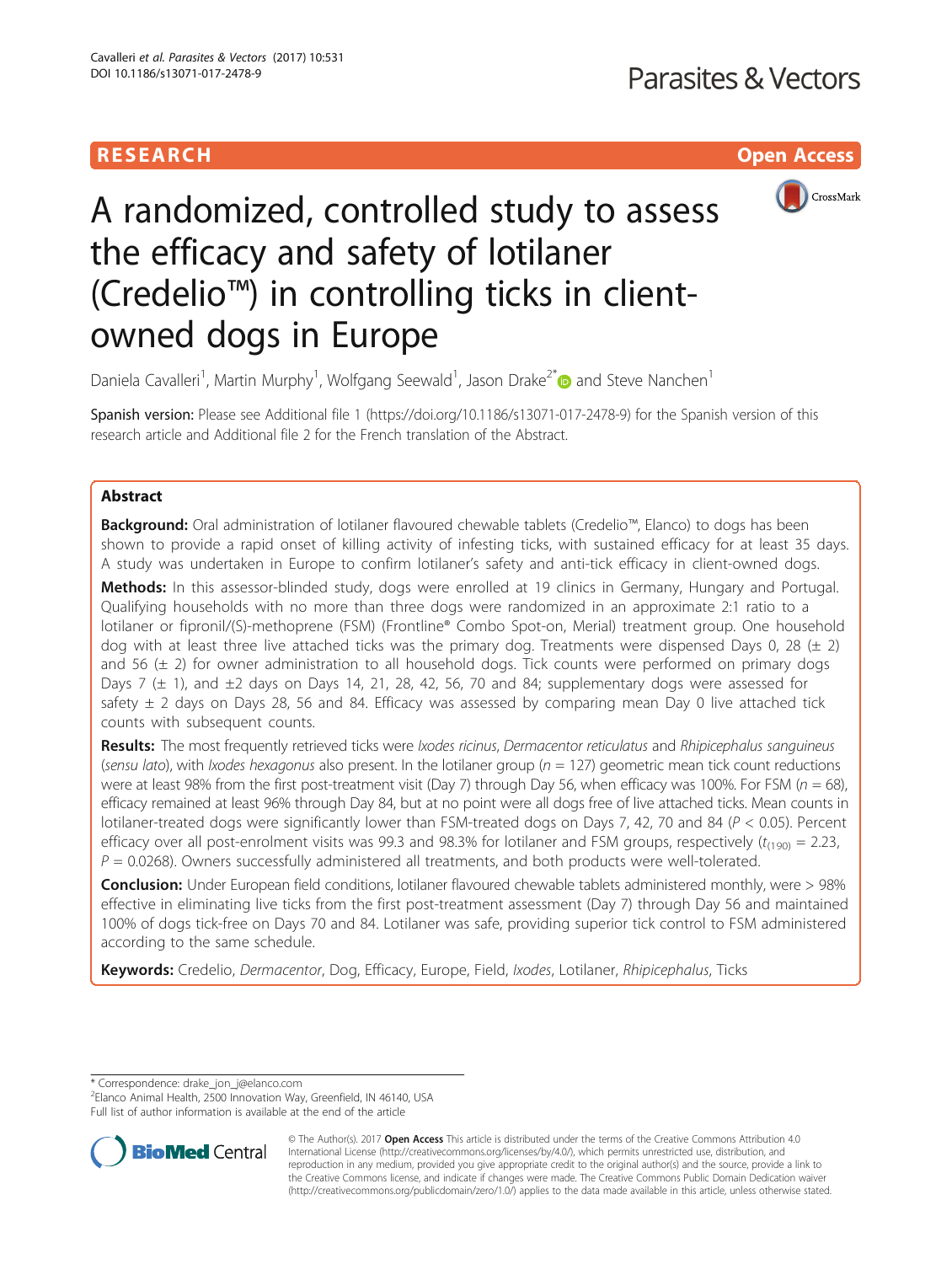RESEARCH

Open Access

# A randomized, controlled study to assess the efficacy and safety of lotilaner (Credelio™) in controlling ticks in client-owned dogs in Europe

Daniela Cavalleri[1], Martin Murphy[1], Wolfgang Seewald[1], Jason Drake[2*] and Steve Nanchen[1]

Spanish version: Please see Additional file 1 (https://doi.org/10.1186/s13071-017-2478-9) for the Spanish version of this research article and Additional file 2 for the French translation of the Abstract.

## Abstract

**Background:** Oral administration of lotilaner flavoured chewable tablets (Credelio™, Elanco) to dogs has been shown to provide a rapid onset of killing activity of infesting ticks, with sustained efficacy for at least 35 days. A study was undertaken in Europe to confirm lotilaner's safety and anti-tick efficacy in client-owned dogs.

**Methods:** In this assessor-blinded study, dogs were enrolled at 19 clinics in Germany, Hungary and Portugal. Qualifying households with no more than three dogs were randomized in an approximate 2:1 ratio to a lotilaner or fipronil/(S)-methoprene (FSM) (Frontline® Combo Spot-on, Merial) treatment group. One household dog with at least three live attached ticks was the primary dog. Treatments were dispensed Days 0, 28 (± 2) and 56 (± 2) for owner administration to all household dogs. Tick counts were performed on primary dogs Days 7 (± 1), and ±2 days on Days 14, 21, 28, 42, 56, 70 and 84; supplementary dogs were assessed for safety ± 2 days on Days 28, 56 and 84. Efficacy was assessed by comparing mean Day 0 live attached tick counts with subsequent counts.

**Results:** The most frequently retrieved ticks were *Ixodes ricinus*, *Dermacentor reticulatus* and *Rhipicephalus sanguineus* (*sensu lato*), with *Ixodes hexagonus* also present. In the lotilaner group ($n = 127$) geometric mean tick count reductions were at least 98% from the first post-treatment visit (Day 7) through Day 56, when efficacy was 100%. For FSM ($n = 68$), efficacy remained at least 96% through Day 84, but at no point were all dogs free of live attached ticks. Mean counts in lotilaner-treated dogs were significantly lower than FSM-treated dogs on Days 7, 42, 70 and 84 ($P < 0.05$). Percent efficacy over all post-enrolment visits was 99.3 and 98.3% for lotilaner and FSM groups, respectively ($t_{(190)} = 2.23$, $P = 0.0268$). Owners successfully administered all treatments, and both products were well-tolerated.

**Conclusion:** Under European field conditions, lotilaner flavoured chewable tablets administered monthly, were > 98% effective in eliminating live ticks from the first post-treatment assessment (Day 7) through Day 56 and maintained 100% of dogs tick-free on Days 70 and 84. Lotilaner was safe, providing superior tick control to FSM administered according to the same schedule.

**Keywords:** Credelio, *Dermacentor*, Dog, Efficacy, Europe, Field, *Ixodes*, Lotilaner, *Rhipicephalus*, Ticks

\* Correspondence: drake_jon_j@elanco.com
[2]Elanco Animal Health, 2500 Innovation Way, Greenfield, IN 46140, USA
Full list of author information is available at the end of the article

© The Author(s). 2017 **Open Access** This article is distributed under the terms of the Creative Commons Attribution 4.0 International License (http://creativecommons.org/licenses/by/4.0/), which permits unrestricted use, distribution, and reproduction in any medium, provided you give appropriate credit to the original author(s) and the source, provide a link to the Creative Commons license, and indicate if changes were made. The Creative Commons Public Domain Dedication waiver (http://creativecommons.org/publicdomain/zero/1.0/) applies to the data made available in this article, unless otherwise stated.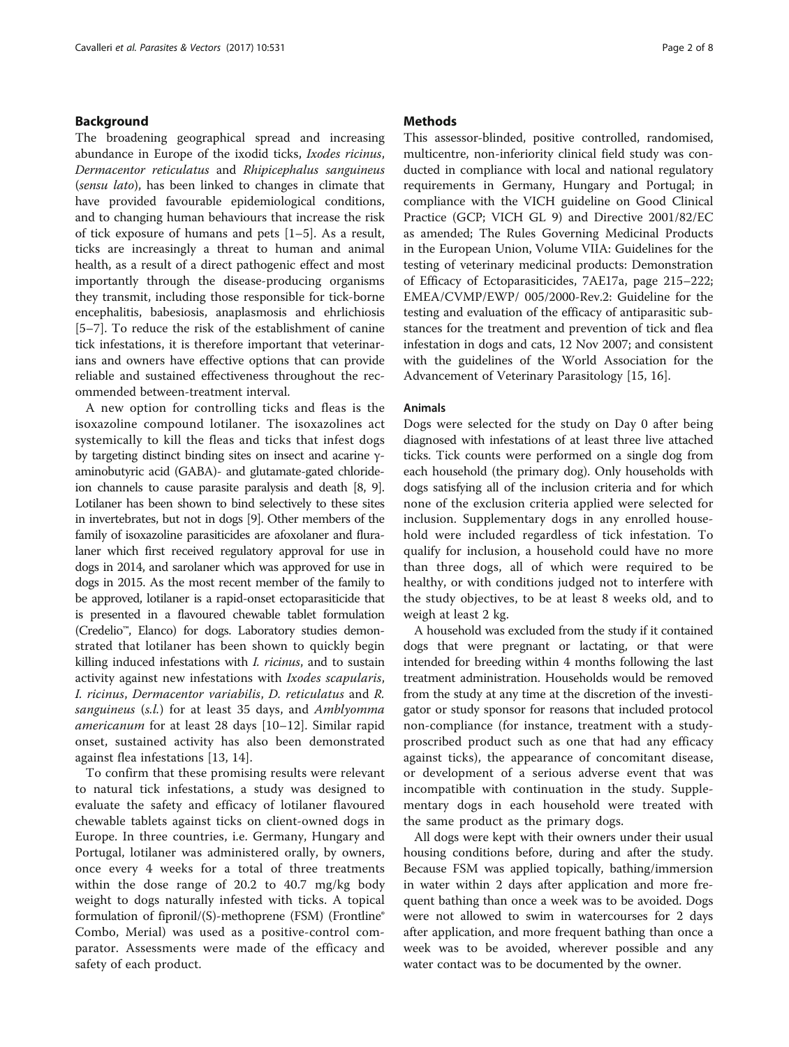## Background

The broadening geographical spread and increasing abundance in Europe of the ixodid ticks, *Ixodes ricinus*, *Dermacentor reticulatus* and *Rhipicephalus sanguineus* (*sensu lato*), has been linked to changes in climate that have provided favourable epidemiological conditions, and to changing human behaviours that increase the risk of tick exposure of humans and pets [1–5]. As a result, ticks are increasingly a threat to human and animal health, as a result of a direct pathogenic effect and most importantly through the disease-producing organisms they transmit, including those responsible for tick-borne encephalitis, babesiosis, anaplasmosis and ehrlichiosis [5–7]. To reduce the risk of the establishment of canine tick infestations, it is therefore important that veterinarians and owners have effective options that can provide reliable and sustained effectiveness throughout the recommended between-treatment interval.

A new option for controlling ticks and fleas is the isoxazoline compound lotilaner. The isoxazolines act systemically to kill the fleas and ticks that infest dogs by targeting distinct binding sites on insect and acarine γ-aminobutyric acid (GABA)- and glutamate-gated chloride-ion channels to cause parasite paralysis and death [8, 9]. Lotilaner has been shown to bind selectively to these sites in invertebrates, but not in dogs [9]. Other members of the family of isoxazoline parasiticides are afoxolaner and fluralaner which first received regulatory approval for use in dogs in 2014, and sarolaner which was approved for use in dogs in 2015. As the most recent member of the family to be approved, lotilaner is a rapid-onset ectoparasiticide that is presented in a flavoured chewable tablet formulation (Credelio™, Elanco) for dogs. Laboratory studies demonstrated that lotilaner has been shown to quickly begin killing induced infestations with *I. ricinus*, and to sustain activity against new infestations with *Ixodes scapularis*, *I. ricinus*, *Dermacentor variabilis*, *D. reticulatus* and *R. sanguineus* (*s.l.*) for at least 35 days, and *Amblyomma americanum* for at least 28 days [10–12]. Similar rapid onset, sustained activity has also been demonstrated against flea infestations [13, 14].

To confirm that these promising results were relevant to natural tick infestations, a study was designed to evaluate the safety and efficacy of lotilaner flavoured chewable tablets against ticks on client-owned dogs in Europe. In three countries, i.e. Germany, Hungary and Portugal, lotilaner was administered orally, by owners, once every 4 weeks for a total of three treatments within the dose range of 20.2 to 40.7 mg/kg body weight to dogs naturally infested with ticks. A topical formulation of fipronil/(S)-methoprene (FSM) (Frontline® Combo, Merial) was used as a positive-control comparator. Assessments were made of the efficacy and safety of each product.

## Methods

This assessor-blinded, positive controlled, randomised, multicentre, non-inferiority clinical field study was conducted in compliance with local and national regulatory requirements in Germany, Hungary and Portugal; in compliance with the VICH guideline on Good Clinical Practice (GCP; VICH GL 9) and Directive 2001/82/EC as amended; The Rules Governing Medicinal Products in the European Union, Volume VIIA: Guidelines for the testing of veterinary medicinal products: Demonstration of Efficacy of Ectoparasiticides, 7AE17a, page 215–222; EMEA/CVMP/EWP/ 005/2000-Rev.2: Guideline for the testing and evaluation of the efficacy of antiparasitic substances for the treatment and prevention of tick and flea infestation in dogs and cats, 12 Nov 2007; and consistent with the guidelines of the World Association for the Advancement of Veterinary Parasitology [15, 16].

### Animals

Dogs were selected for the study on Day 0 after being diagnosed with infestations of at least three live attached ticks. Tick counts were performed on a single dog from each household (the primary dog). Only households with dogs satisfying all of the inclusion criteria and for which none of the exclusion criteria applied were selected for inclusion. Supplementary dogs in any enrolled household were included regardless of tick infestation. To qualify for inclusion, a household could have no more than three dogs, all of which were required to be healthy, or with conditions judged not to interfere with the study objectives, to be at least 8 weeks old, and to weigh at least 2 kg.

A household was excluded from the study if it contained dogs that were pregnant or lactating, or that were intended for breeding within 4 months following the last treatment administration. Households would be removed from the study at any time at the discretion of the investigator or study sponsor for reasons that included protocol non-compliance (for instance, treatment with a study-proscribed product such as one that had any efficacy against ticks), the appearance of concomitant disease, or development of a serious adverse event that was incompatible with continuation in the study. Supplementary dogs in each household were treated with the same product as the primary dogs.

All dogs were kept with their owners under their usual housing conditions before, during and after the study. Because FSM was applied topically, bathing/immersion in water within 2 days after application and more frequent bathing than once a week was to be avoided. Dogs were not allowed to swim in watercourses for 2 days after application, and more frequent bathing than once a week was to be avoided, wherever possible and any water contact was to be documented by the owner.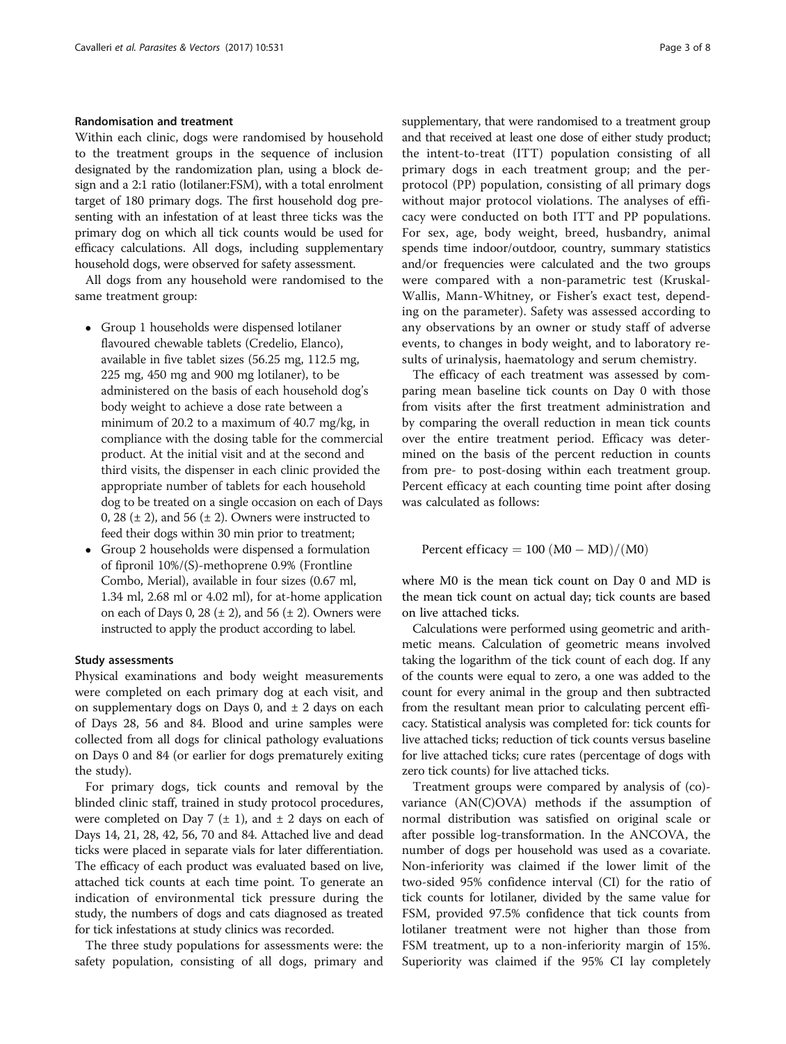#### Randomisation and treatment

Within each clinic, dogs were randomised by household to the treatment groups in the sequence of inclusion designated by the randomization plan, using a block design and a 2:1 ratio (lotilaner:FSM), with a total enrolment target of 180 primary dogs. The first household dog presenting with an infestation of at least three ticks was the primary dog on which all tick counts would be used for efficacy calculations. All dogs, including supplementary household dogs, were observed for safety assessment.

All dogs from any household were randomised to the same treatment group:

- Group 1 households were dispensed lotilaner flavoured chewable tablets (Credelio, Elanco), available in five tablet sizes (56.25 mg, 112.5 mg, 225 mg, 450 mg and 900 mg lotilaner), to be administered on the basis of each household dog's body weight to achieve a dose rate between a minimum of 20.2 to a maximum of 40.7 mg/kg, in compliance with the dosing table for the commercial product. At the initial visit and at the second and third visits, the dispenser in each clinic provided the appropriate number of tablets for each household dog to be treated on a single occasion on each of Days 0, 28 (± 2), and 56 (± 2). Owners were instructed to feed their dogs within 30 min prior to treatment;
- Group 2 households were dispensed a formulation of fipronil 10%/(S)-methoprene 0.9% (Frontline Combo, Merial), available in four sizes (0.67 ml, 1.34 ml, 2.68 ml or 4.02 ml), for at-home application on each of Days 0, 28 (± 2), and 56 (± 2). Owners were instructed to apply the product according to label.

#### Study assessments

Physical examinations and body weight measurements were completed on each primary dog at each visit, and on supplementary dogs on Days 0, and ± 2 days on each of Days 28, 56 and 84. Blood and urine samples were collected from all dogs for clinical pathology evaluations on Days 0 and 84 (or earlier for dogs prematurely exiting the study).

For primary dogs, tick counts and removal by the blinded clinic staff, trained in study protocol procedures, were completed on Day 7 (± 1), and ± 2 days on each of Days 14, 21, 28, 42, 56, 70 and 84. Attached live and dead ticks were placed in separate vials for later differentiation. The efficacy of each product was evaluated based on live, attached tick counts at each time point. To generate an indication of environmental tick pressure during the study, the numbers of dogs and cats diagnosed as treated for tick infestations at study clinics was recorded.

The three study populations for assessments were: the safety population, consisting of all dogs, primary and supplementary, that were randomised to a treatment group and that received at least one dose of either study product; the intent-to-treat (ITT) population consisting of all primary dogs in each treatment group; and the per-protocol (PP) population, consisting of all primary dogs without major protocol violations. The analyses of efficacy were conducted on both ITT and PP populations. For sex, age, body weight, breed, husbandry, animal spends time indoor/outdoor, country, summary statistics and/or frequencies were calculated and the two groups were compared with a non-parametric test (Kruskal-Wallis, Mann-Whitney, or Fisher's exact test, depending on the parameter). Safety was assessed according to any observations by an owner or study staff of adverse events, to changes in body weight, and to laboratory results of urinalysis, haematology and serum chemistry.

The efficacy of each treatment was assessed by comparing mean baseline tick counts on Day 0 with those from visits after the first treatment administration and by comparing the overall reduction in mean tick counts over the entire treatment period. Efficacy was determined on the basis of the percent reduction in counts from pre- to post-dosing within each treatment group. Percent efficacy at each counting time point after dosing was calculated as follows:

$$\text{Percent efficacy} = 100\,(\text{M0} - \text{MD})/(\text{M0})$$

where M0 is the mean tick count on Day 0 and MD is the mean tick count on actual day; tick counts are based on live attached ticks.

Calculations were performed using geometric and arithmetic means. Calculation of geometric means involved taking the logarithm of the tick count of each dog. If any of the counts were equal to zero, a one was added to the count for every animal in the group and then subtracted from the resultant mean prior to calculating percent efficacy. Statistical analysis was completed for: tick counts for live attached ticks; reduction of tick counts versus baseline for live attached ticks; cure rates (percentage of dogs with zero tick counts) for live attached ticks.

Treatment groups were compared by analysis of (co)-variance (AN(C)OVA) methods if the assumption of normal distribution was satisfied on original scale or after possible log-transformation. In the ANCOVA, the number of dogs per household was used as a covariate. Non-inferiority was claimed if the lower limit of the two-sided 95% confidence interval (CI) for the ratio of tick counts for lotilaner, divided by the same value for FSM, provided 97.5% confidence that tick counts from lotilaner treatment were not higher than those from FSM treatment, up to a non-inferiority margin of 15%. Superiority was claimed if the 95% CI lay completely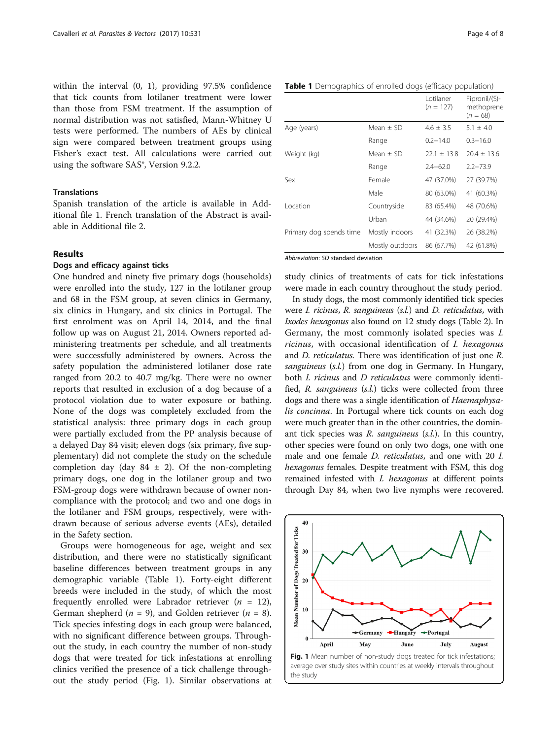within the interval (0, 1), providing 97.5% confidence that tick counts from lotilaner treatment were lower than those from FSM treatment. If the assumption of normal distribution was not satisfied, Mann-Whitney U tests were performed. The numbers of AEs by clinical sign were compared between treatment groups using Fisher's exact test. All calculations were carried out using the software SAS®, Version 9.2.2.

### Translations

Spanish translation of the article is available in Additional file 1. French translation of the Abstract is available in Additional file 2.

## Results

### Dogs and efficacy against ticks

One hundred and ninety five primary dogs (households) were enrolled into the study, 127 in the lotilaner group and 68 in the FSM group, at seven clinics in Germany, six clinics in Hungary, and six clinics in Portugal. The first enrolment was on April 14, 2014, and the final follow up was on August 21, 2014. Owners reported administering treatments per schedule, and all treatments were successfully administered by owners. Across the safety population the administered lotilaner dose rate ranged from 20.2 to 40.7 mg/kg. There were no owner reports that resulted in exclusion of a dog because of a protocol violation due to water exposure or bathing. None of the dogs was completely excluded from the statistical analysis: three primary dogs in each group were partially excluded from the PP analysis because of a delayed Day 84 visit; eleven dogs (six primary, five supplementary) did not complete the study on the schedule completion day (day 84 ± 2). Of the non-completing primary dogs, one dog in the lotilaner group and two FSM-group dogs were withdrawn because of owner non-compliance with the protocol; and two and one dogs in the lotilaner and FSM groups, respectively, were withdrawn because of serious adverse events (AEs), detailed in the Safety section.

Groups were homogeneous for age, weight and sex distribution, and there were no statistically significant baseline differences between treatment groups in any demographic variable (Table 1). Forty-eight different breeds were included in the study, of which the most frequently enrolled were Labrador retriever ($n$ = 12), German shepherd ($n$ = 9), and Golden retriever ($n$ = 8). Tick species infesting dogs in each group were balanced, with no significant difference between groups. Throughout the study, in each country the number of non-study dogs that were treated for tick infestations at enrolling clinics verified the presence of a tick challenge throughout the study period (Fig. 1). Similar observations at study clinics of treatments of cats for tick infestations were made in each country throughout the study period.

**Table 1** Demographics of enrolled dogs (efficacy population)

| | | Lotilaner ($n$ = 127) | Fipronil/(S)-methoprene ($n$ = 68) |
|---|---|---|---|
| Age (years) | Mean ± SD | 4.6 ± 3.5 | 5.1 ± 4.0 |
| | Range | 0.2–14.0 | 0.3–16.0 |
| Weight (kg) | Mean ± SD | 22.1 ± 13.8 | 20.4 ± 13.6 |
| | Range | 2.4–62.0 | 2.2–73.9 |
| Sex | Female | 47 (37.0%) | 27 (39.7%) |
| | Male | 80 (63.0%) | 41 (60.3%) |
| Location | Countryside | 83 (65.4%) | 48 (70.6%) |
| | Urban | 44 (34.6%) | 20 (29.4%) |
| Primary dog spends time | Mostly indoors | 41 (32.3%) | 26 (38.2%) |
| | Mostly outdoors | 86 (67.7%) | 42 (61.8%) |

*Abbreviation*: *SD* standard deviation

In study dogs, the most commonly identified tick species were *I. ricinus*, *R. sanguineus* (*s.l.*) and *D. reticulatus*, with *Ixodes hexagonus* also found on 12 study dogs (Table 2). In Germany, the most commonly isolated species was *I. ricinus*, with occasional identification of *I. hexagonus* and *D. reticulatus*. There was identification of just one *R. sanguineus* (*s.l.*) from one dog in Germany. In Hungary, both *I. ricinus* and *D reticulatus* were commonly identified, *R. sanguineus* (*s.l.*) ticks were collected from three dogs and there was a single identification of *Haemaphysalis concinna*. In Portugal where tick counts on each dog were much greater than in the other countries, the dominant tick species was *R. sanguineus* (*s.l.*). In this country, other species were found on only two dogs, one with one male and one female *D. reticulatus*, and one with 20 *I. hexagonus* females. Despite treatment with FSM, this dog remained infested with *I. hexagonus* at different points through Day 84, when two live nymphs were recovered.

**Fig. 1** Mean number of non-study dogs treated for tick infestations; average over study sites within countries at weekly intervals throughout the study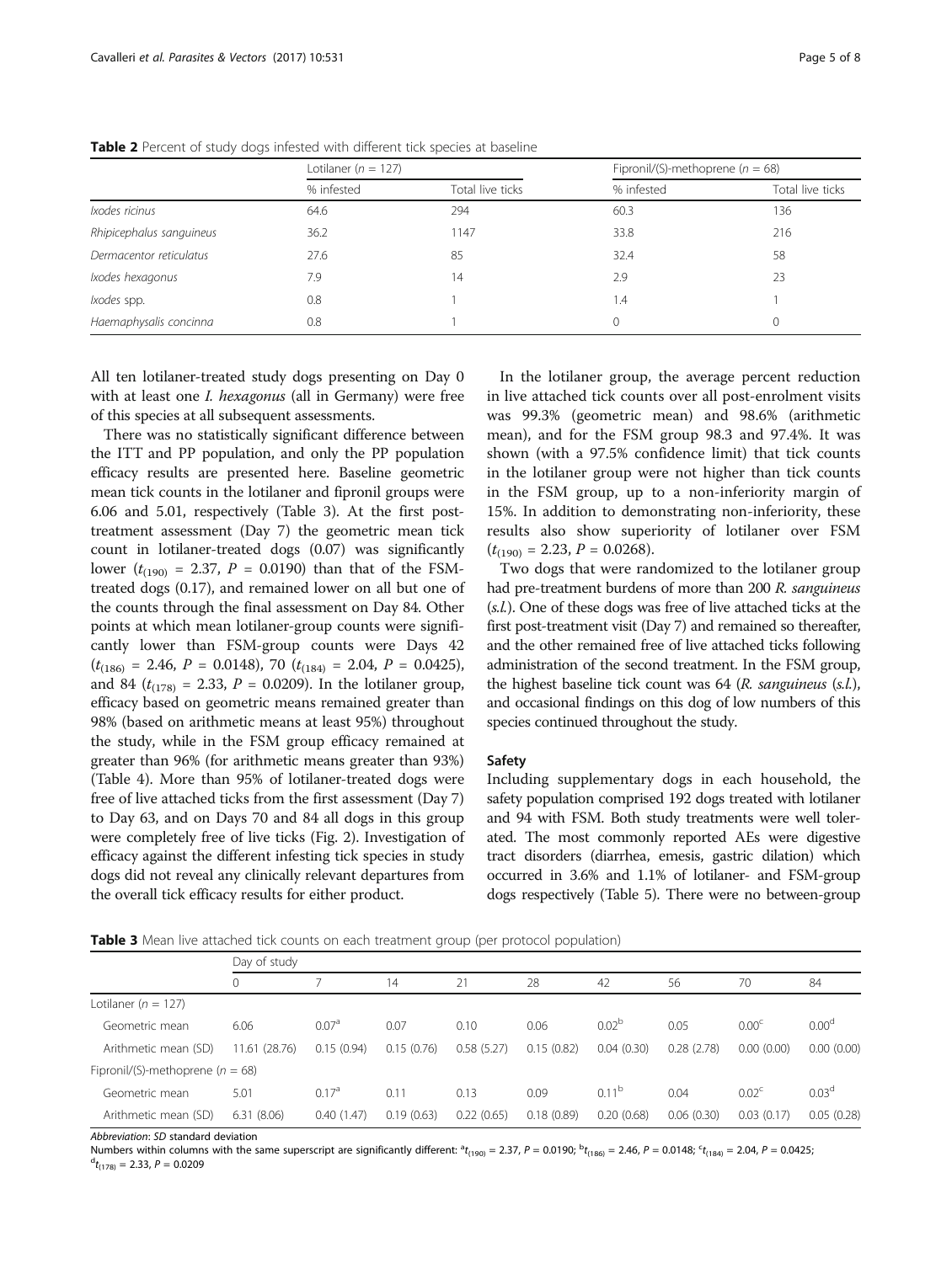**Table 2** Percent of study dogs infested with different tick species at baseline

| | Lotilaner ($n$ = 127) | | Fipronil/(S)-methoprene ($n$ = 68) | |
|---|---|---|---|---|
| | % infested | Total live ticks | % infested | Total live ticks |
| *Ixodes ricinus* | 64.6 | 294 | 60.3 | 136 |
| *Rhipicephalus sanguineus* | 36.2 | 1147 | 33.8 | 216 |
| *Dermacentor reticulatus* | 27.6 | 85 | 32.4 | 58 |
| *Ixodes hexagonus* | 7.9 | 14 | 2.9 | 23 |
| *Ixodes* spp. | 0.8 | 1 | 1.4 | 1 |
| *Haemaphysalis concinna* | 0.8 | 1 | 0 | 0 |

All ten lotilaner-treated study dogs presenting on Day 0 with at least one *I. hexagonus* (all in Germany) were free of this species at all subsequent assessments.

There was no statistically significant difference between the ITT and PP population, and only the PP population efficacy results are presented here. Baseline geometric mean tick counts in the lotilaner and fipronil groups were 6.06 and 5.01, respectively (Table 3). At the first post-treatment assessment (Day 7) the geometric mean tick count in lotilaner-treated dogs (0.07) was significantly lower ($t_{(190)}$ = 2.37, $P$ = 0.0190) than that of the FSM-treated dogs (0.17), and remained lower on all but one of the counts through the final assessment on Day 84. Other points at which mean lotilaner-group counts were significantly lower than FSM-group counts were Days 42 ($t_{(186)}$ = 2.46, $P$ = 0.0148), 70 ($t_{(184)}$ = 2.04, $P$ = 0.0425), and 84 ($t_{(178)}$ = 2.33, $P$ = 0.0209). In the lotilaner group, efficacy based on geometric means remained greater than 98% (based on arithmetic means at least 95%) throughout the study, while in the FSM group efficacy remained at greater than 96% (for arithmetic means greater than 93%) (Table 4). More than 95% of lotilaner-treated dogs were free of live attached ticks from the first assessment (Day 7) to Day 63, and on Days 70 and 84 all dogs in this group were completely free of live ticks (Fig. 2). Investigation of efficacy against the different infesting tick species in study dogs did not reveal any clinically relevant departures from the overall tick efficacy results for either product.

In the lotilaner group, the average percent reduction in live attached tick counts over all post-enrolment visits was 99.3% (geometric mean) and 98.6% (arithmetic mean), and for the FSM group 98.3 and 97.4%. It was shown (with a 97.5% confidence limit) that tick counts in the lotilaner group were not higher than tick counts in the FSM group, up to a non-inferiority margin of 15%. In addition to demonstrating non-inferiority, these results also show superiority of lotilaner over FSM ($t_{(190)}$ = 2.23, $P$ = 0.0268).

Two dogs that were randomized to the lotilaner group had pre-treatment burdens of more than 200 *R. sanguineus* (*s.l.*). One of these dogs was free of live attached ticks at the first post-treatment visit (Day 7) and remained so thereafter, and the other remained free of live attached ticks following administration of the second treatment. In the FSM group, the highest baseline tick count was 64 (*R. sanguineus* (*s.l.*), and occasional findings on this dog of low numbers of this species continued throughout the study.

## Safety

Including supplementary dogs in each household, the safety population comprised 192 dogs treated with lotilaner and 94 with FSM. Both study treatments were well tolerated. The most commonly reported AEs were digestive tract disorders (diarrhea, emesis, gastric dilation) which occurred in 3.6% and 1.1% of lotilaner- and FSM-group dogs respectively (Table 5). There were no between-group

**Table 3** Mean live attached tick counts on each treatment group (per protocol population)

| | Day of study | | | | | | | | |
|---|---|---|---|---|---|---|---|---|---|
| | 0 | 7 | 14 | 21 | 28 | 42 | 56 | 70 | 84 |
| Lotilaner ($n$ = 127) | | | | | | | | | |
| Geometric mean | 6.06 | 0.07[a] | 0.07 | 0.10 | 0.06 | 0.02[b] | 0.05 | 0.00[c] | 0.00[d] |
| Arithmetic mean (SD) | 11.61 (28.76) | 0.15 (0.94) | 0.15 (0.76) | 0.58 (5.27) | 0.15 (0.82) | 0.04 (0.30) | 0.28 (2.78) | 0.00 (0.00) | 0.00 (0.00) |
| Fipronil/(S)-methoprene ($n$ = 68) | | | | | | | | | |
| Geometric mean | 5.01 | 0.17[a] | 0.11 | 0.13 | 0.09 | 0.11[b] | 0.04 | 0.02[c] | 0.03[d] |
| Arithmetic mean (SD) | 6.31 (8.06) | 0.40 (1.47) | 0.19 (0.63) | 0.22 (0.65) | 0.18 (0.89) | 0.20 (0.68) | 0.06 (0.30) | 0.03 (0.17) | 0.05 (0.28) |

*Abbreviation*: *SD* standard deviation

Numbers within columns with the same superscript are significantly different: [a]$t_{(190)}$ = 2.37, $P$ = 0.0190; [b]$t_{(186)}$ = 2.46, $P$ = 0.0148; [c]$t_{(184)}$ = 2.04, $P$ = 0.0425; [d]$t_{(178)}$ = 2.33, $P$ = 0.0209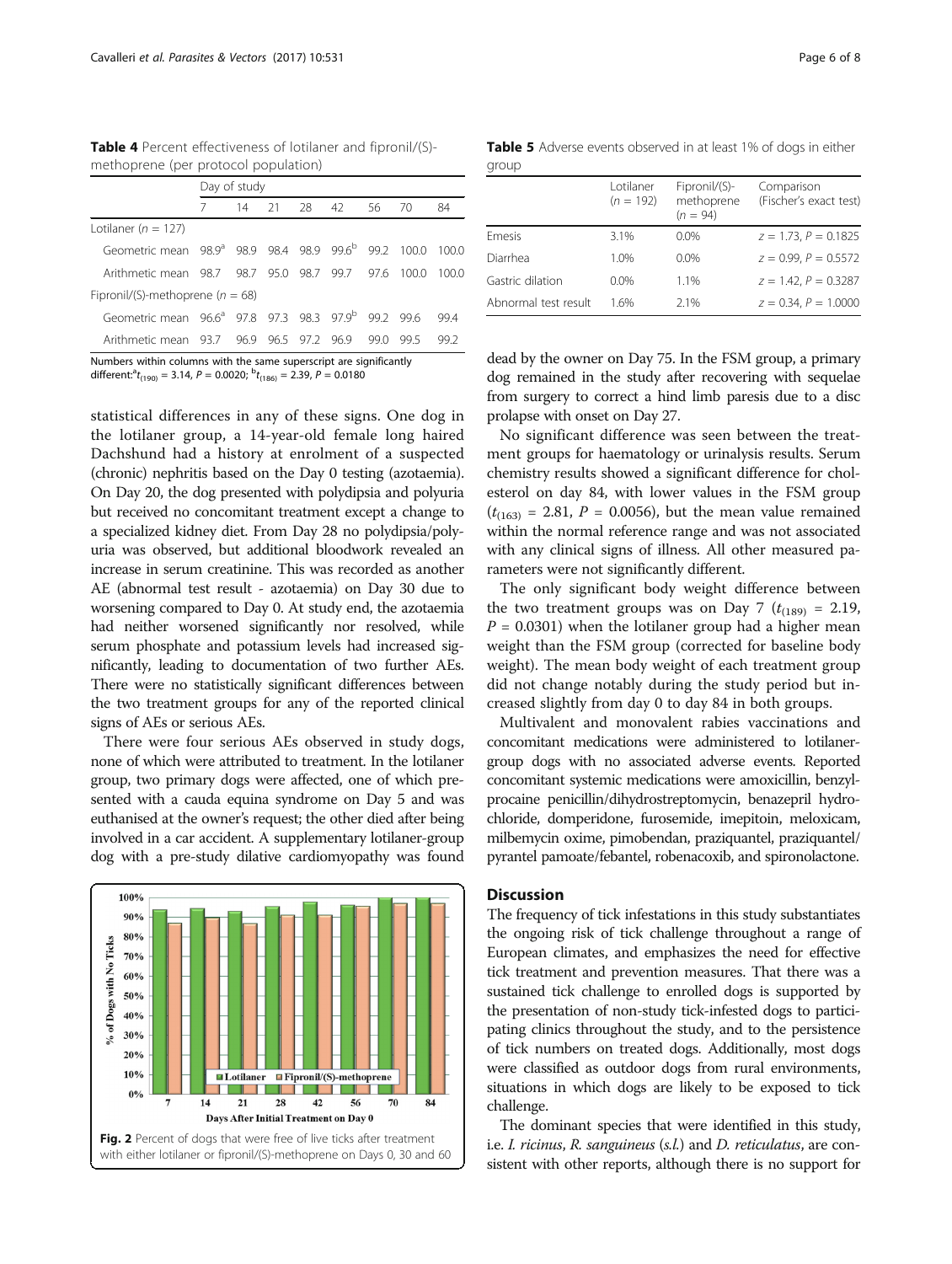**Table 4** Percent effectiveness of lotilaner and fipronil/(S)-methoprene (per protocol population)

| | Day of study | | | | | | | |
|---|---|---|---|---|---|---|---|---|
| | 7 | 14 | 21 | 28 | 42 | 56 | 70 | 84 |
| Lotilaner ($n$ = 127) | | | | | | | | |
| Geometric mean | 98.9[a] | 98.9 | 98.4 | 98.9 | 99.6[b] | 99.2 | 100.0 | 100.0 |
| Arithmetic mean | 98.7 | 98.7 | 95.0 | 98.7 | 99.7 | 97.6 | 100.0 | 100.0 |
| Fipronil/(S)-methoprene ($n$ = 68) | | | | | | | | |
| Geometric mean | 96.6[a] | 97.8 | 97.3 | 98.3 | 97.9[b] | 99.2 | 99.6 | 99.4 |
| Arithmetic mean | 93.7 | 96.9 | 96.5 | 97.2 | 96.9 | 99.0 | 99.5 | 99.2 |

Numbers within columns with the same superscript are significantly different: [a]$t_{(190)}$ = 3.14, $P$ = 0.0020; [b]$t_{(186)}$ = 2.39, $P$ = 0.0180

statistical differences in any of these signs. One dog in the lotilaner group, a 14-year-old female long haired Dachshund had a history at enrolment of a suspected (chronic) nephritis based on the Day 0 testing (azotaemia). On Day 20, the dog presented with polydipsia and polyuria but received no concomitant treatment except a change to a specialized kidney diet. From Day 28 no polydipsia/polyuria was observed, but additional bloodwork revealed an increase in serum creatinine. This was recorded as another AE (abnormal test result - azotaemia) on Day 30 due to worsening compared to Day 0. At study end, the azotaemia had neither worsened significantly nor resolved, while serum phosphate and potassium levels had increased significantly, leading to documentation of two further AEs. There were no statistically significant differences between the two treatment groups for any of the reported clinical signs of AEs or serious AEs.

There were four serious AEs observed in study dogs, none of which were attributed to treatment. In the lotilaner group, two primary dogs were affected, one of which presented with a cauda equina syndrome on Day 5 and was euthanised at the owner's request; the other died after being involved in a car accident. A supplementary lotilaner-group dog with a pre-study dilative cardiomyopathy was found dead by the owner on Day 75. In the FSM group, a primary dog remained in the study after recovering with sequelae from surgery to correct a hind limb paresis due to a disc prolapse with onset on Day 27.

Fig. 2 Percent of dogs that were free of live ticks after treatment with either lotilaner or fipronil/(S)-methoprene on Days 0, 30 and 60

**Table 5** Adverse events observed in at least 1% of dogs in either group

| | Lotilaner ($n$ = 192) | Fipronil/(S)-methoprene ($n$ = 94) | Comparison (Fischer's exact test) |
|---|---|---|---|
| Emesis | 3.1% | 0.0% | $z$ = 1.73, $P$ = 0.1825 |
| Diarrhea | 1.0% | 0.0% | $z$ = 0.99, $P$ = 0.5572 |
| Gastric dilation | 0.0% | 1.1% | $z$ = 1.42, $P$ = 0.3287 |
| Abnormal test result | 1.6% | 2.1% | $z$ = 0.34, $P$ = 1.0000 |

No significant difference was seen between the treatment groups for haematology or urinalysis results. Serum chemistry results showed a significant difference for cholesterol on day 84, with lower values in the FSM group ($t_{(163)}$ = 2.81, $P$ = 0.0056), but the mean value remained within the normal reference range and was not associated with any clinical signs of illness. All other measured parameters were not significantly different.

The only significant body weight difference between the two treatment groups was on Day 7 ($t_{(189)}$ = 2.19, $P$ = 0.0301) when the lotilaner group had a higher mean weight than the FSM group (corrected for baseline body weight). The mean body weight of each treatment group did not change notably during the study period but increased slightly from day 0 to day 84 in both groups.

Multivalent and monovalent rabies vaccinations and concomitant medications were administered to lotilaner-group dogs with no associated adverse events. Reported concomitant systemic medications were amoxicillin, benzylprocaine penicillin/dihydrostreptomycin, benazepril hydrochloride, domperidone, furosemide, imepitoin, meloxicam, milbemycin oxime, pimobendan, praziquantel, praziquantel/pyrantel pamoate/febantel, robenacoxib, and spironolactone.

## Discussion

The frequency of tick infestations in this study substantiates the ongoing risk of tick challenge throughout a range of European climates, and emphasizes the need for effective tick treatment and prevention measures. That there was a sustained tick challenge to enrolled dogs is supported by the presentation of non-study tick-infested dogs to participating clinics throughout the study, and to the persistence of tick numbers on treated dogs. Additionally, most dogs were classified as outdoor dogs from rural environments, situations in which dogs are likely to be exposed to tick challenge.

The dominant species that were identified in this study, i.e. *I. ricinus*, *R. sanguineus* (*s.l.*) and *D. reticulatus*, are consistent with other reports, although there is no support for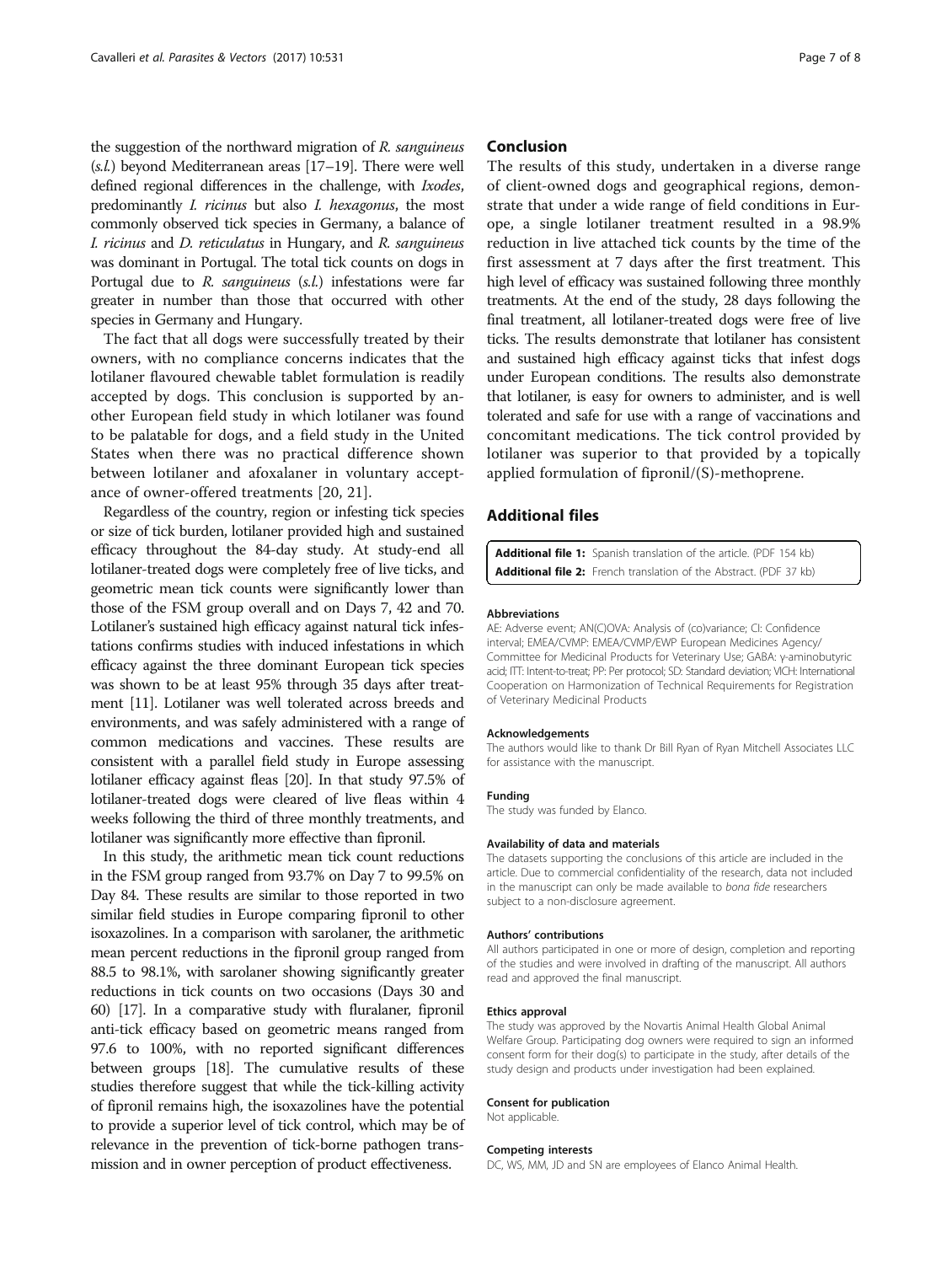the suggestion of the northward migration of *R. sanguineus* (*s.l.*) beyond Mediterranean areas [17–19]. There were well defined regional differences in the challenge, with *Ixodes*, predominantly *I. ricinus* but also *I. hexagonus*, the most commonly observed tick species in Germany, a balance of *I. ricinus* and *D. reticulatus* in Hungary, and *R. sanguineus* was dominant in Portugal. The total tick counts on dogs in Portugal due to *R. sanguineus* (*s.l.*) infestations were far greater in number than those that occurred with other species in Germany and Hungary.

The fact that all dogs were successfully treated by their owners, with no compliance concerns indicates that the lotilaner flavoured chewable tablet formulation is readily accepted by dogs. This conclusion is supported by another European field study in which lotilaner was found to be palatable for dogs, and a field study in the United States when there was no practical difference shown between lotilaner and afoxalaner in voluntary acceptance of owner-offered treatments [20, 21].

Regardless of the country, region or infesting tick species or size of tick burden, lotilaner provided high and sustained efficacy throughout the 84-day study. At study-end all lotilaner-treated dogs were completely free of live ticks, and geometric mean tick counts were significantly lower than those of the FSM group overall and on Days 7, 42 and 70. Lotilaner's sustained high efficacy against natural tick infestations confirms studies with induced infestations in which efficacy against the three dominant European tick species was shown to be at least 95% through 35 days after treatment [11]. Lotilaner was well tolerated across breeds and environments, and was safely administered with a range of common medications and vaccines. These results are consistent with a parallel field study in Europe assessing lotilaner efficacy against fleas [20]. In that study 97.5% of lotilaner-treated dogs were cleared of live fleas within 4 weeks following the third of three monthly treatments, and lotilaner was significantly more effective than fipronil.

In this study, the arithmetic mean tick count reductions in the FSM group ranged from 93.7% on Day 7 to 99.5% on Day 84. These results are similar to those reported in two similar field studies in Europe comparing fipronil to other isoxazolines. In a comparison with sarolaner, the arithmetic mean percent reductions in the fipronil group ranged from 88.5 to 98.1%, with sarolaner showing significantly greater reductions in tick counts on two occasions (Days 30 and 60) [17]. In a comparative study with fluralaner, fipronil anti-tick efficacy based on geometric means ranged from 97.6 to 100%, with no reported significant differences between groups [18]. The cumulative results of these studies therefore suggest that while the tick-killing activity of fipronil remains high, the isoxazolines have the potential to provide a superior level of tick control, which may be of relevance in the prevention of tick-borne pathogen transmission and in owner perception of product effectiveness.

## Conclusion

The results of this study, undertaken in a diverse range of client-owned dogs and geographical regions, demonstrate that under a wide range of field conditions in Europe, a single lotilaner treatment resulted in a 98.9% reduction in live attached tick counts by the time of the first assessment at 7 days after the first treatment. This high level of efficacy was sustained following three monthly treatments. At the end of the study, 28 days following the final treatment, all lotilaner-treated dogs were free of live ticks. The results demonstrate that lotilaner has consistent and sustained high efficacy against ticks that infest dogs under European conditions. The results also demonstrate that lotilaner, is easy for owners to administer, and is well tolerated and safe for use with a range of vaccinations and concomitant medications. The tick control provided by lotilaner was superior to that provided by a topically applied formulation of fipronil/(S)-methoprene.

## Additional files

**Additional file 1:** Spanish translation of the article. (PDF 154 kb)
**Additional file 2:** French translation of the Abstract. (PDF 37 kb)

#### Abbreviations

AE: Adverse event; AN(C)OVA: Analysis of (co)variance; CI: Confidence interval; EMEA/CVMP: EMEA/CVMP/EWP European Medicines Agency/Committee for Medicinal Products for Veterinary Use; GABA: γ-aminobutyric acid; ITT: Intent-to-treat; PP: Per protocol; SD: Standard deviation; VICH: International Cooperation on Harmonization of Technical Requirements for Registration of Veterinary Medicinal Products

#### Acknowledgements

The authors would like to thank Dr Bill Ryan of Ryan Mitchell Associates LLC for assistance with the manuscript.

#### Funding

The study was funded by Elanco.

#### Availability of data and materials

The datasets supporting the conclusions of this article are included in the article. Due to commercial confidentiality of the research, data not included in the manuscript can only be made available to *bona fide* researchers subject to a non-disclosure agreement.

#### Authors' contributions

All authors participated in one or more of design, completion and reporting of the studies and were involved in drafting of the manuscript. All authors read and approved the final manuscript.

#### Ethics approval

The study was approved by the Novartis Animal Health Global Animal Welfare Group. Participating dog owners were required to sign an informed consent form for their dog(s) to participate in the study, after details of the study design and products under investigation had been explained.

#### Consent for publication

Not applicable.

#### Competing interests

DC, WS, MM, JD and SN are employees of Elanco Animal Health.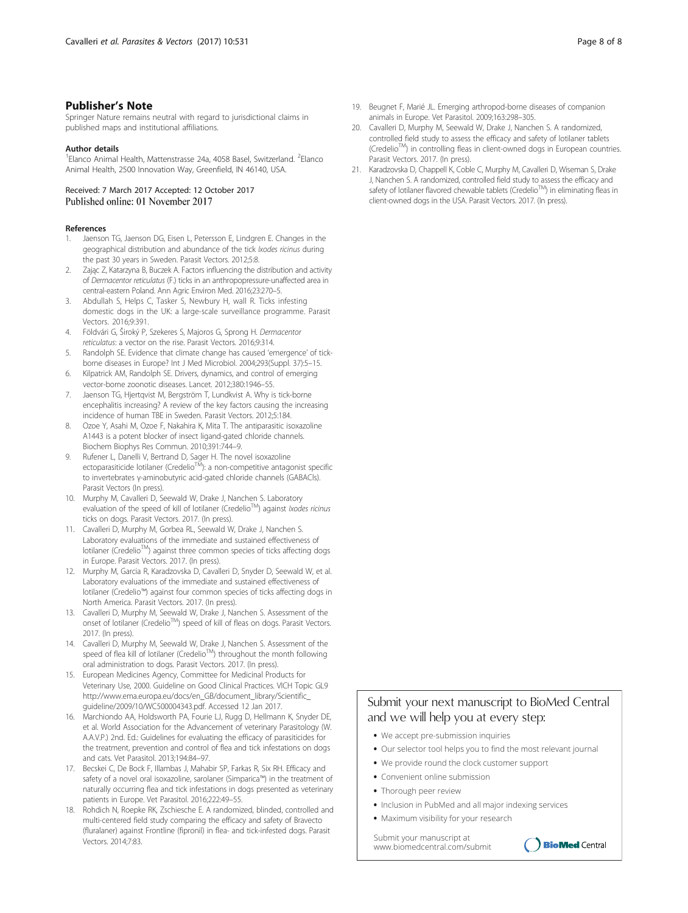## Publisher's Note

Springer Nature remains neutral with regard to jurisdictional claims in published maps and institutional affiliations.

### Author details

[1]Elanco Animal Health, Mattenstrasse 24a, 4058 Basel, Switzerland. [2]Elanco Animal Health, 2500 Innovation Way, Greenfield, IN 46140, USA.

Received: 7 March 2017 Accepted: 12 October 2017
Published online: 01 November 2017

### References

1. Jaenson TG, Jaenson DG, Eisen L, Petersson E, Lindgren E. Changes in the geographical distribution and abundance of the tick *Ixodes ricinus* during the past 30 years in Sweden. Parasit Vectors. 2012;5:8.
2. Zając Z, Katarzyna B, Buczek A. Factors influencing the distribution and activity of *Dermacentor reticulatus* (F.) ticks in an anthropopressure-unaffected area in central-eastern Poland. Ann Agric Environ Med. 2016;23:270–5.
3. Abdullah S, Helps C, Tasker S, Newbury H, wall R. Ticks infesting domestic dogs in the UK: a large-scale surveillance programme. Parasit Vectors. 2016;9:391.
4. Földvári G, Široký P, Szekeres S, Majoros G, Sprong H. *Dermacentor reticulatus*: a vector on the rise. Parasit Vectors. 2016;9:314.
5. Randolph SE. Evidence that climate change has caused 'emergence' of tick-borne diseases in Europe? Int J Med Microbiol. 2004;293(Suppl. 37):5–15.
6. Kilpatrick AM, Randolph SE. Drivers, dynamics, and control of emerging vector-borne zoonotic diseases. Lancet. 2012;380:1946–55.
7. Jaenson TG, Hjertqvist M, Bergström T, Lundkvist A. Why is tick-borne encephalitis increasing? A review of the key factors causing the increasing incidence of human TBE in Sweden. Parasit Vectors. 2012;5:184.
8. Ozoe Y, Asahi M, Ozoe F, Nakahira K, Mita T. The antiparasitic isoxazoline A1443 is a potent blocker of insect ligand-gated chloride channels. Biochem Biophys Res Commun. 2010;391:744–9.
9. Rufener L, Danelli V, Bertrand D, Sager H. The novel isoxazoline ectoparasiticide lotilaner (Credelio™): a non-competitive antagonist specific to invertebrates γ-aminobutyric acid-gated chloride channels (GABACls). Parasit Vectors (In press).
10. Murphy M, Cavalleri D, Seewald W, Drake J, Nanchen S. Laboratory evaluation of the speed of kill of lotilaner (Credelio™) against *Ixodes ricinus* ticks on dogs. Parasit Vectors. 2017. (In press).
11. Cavalleri D, Murphy M, Gorbea RL, Seewald W, Drake J, Nanchen S. Laboratory evaluations of the immediate and sustained effectiveness of lotilaner (Credelio™) against three common species of ticks affecting dogs in Europe. Parasit Vectors. 2017. (In press).
12. Murphy M, Garcia R, Karadzovska D, Cavalleri D, Snyder D, Seewald W, et al. Laboratory evaluations of the immediate and sustained effectiveness of lotilaner (Credelio™) against four common species of ticks affecting dogs in North America. Parasit Vectors. 2017. (In press).
13. Cavalleri D, Murphy M, Seewald W, Drake J, Nanchen S. Assessment of the onset of lotilaner (Credelio™) speed of kill of fleas on dogs. Parasit Vectors. 2017. (In press).
14. Cavalleri D, Murphy M, Seewald W, Drake J, Nanchen S. Assessment of the speed of flea kill of lotilaner (Credelio™) throughout the month following oral administration to dogs. Parasit Vectors. 2017. (In press).
15. European Medicines Agency, Committee for Medicinal Products for Veterinary Use, 2000. Guideline on Good Clinical Practices. VICH Topic GL9 http://www.ema.europa.eu/docs/en_GB/document_library/Scientific_guideline/2009/10/WC500004343.pdf. Accessed 12 Jan 2017.
16. Marchiondo AA, Holdsworth PA, Fourie LJ, Rugg D, Hellmann K, Snyder DE, et al. World Association for the Advancement of veterinary Parasitology (W.A.A.V.P.) 2nd. Ed.: Guidelines for evaluating the efficacy of parasiticides for the treatment, prevention and control of flea and tick infestations on dogs and cats. Vet Parasitol. 2013;194:84–97.
17. Becskei C, De Bock F, Illambas J, Mahabir SP, Farkas R, Six RH. Efficacy and safety of a novel oral isoxazoline, sarolaner (Simparica™) in the treatment of naturally occurring flea and tick infestations in dogs presented as veterinary patients in Europe. Vet Parasitol. 2016;222:49–55.
18. Rohdich N, Roepke RK, Zschiesche E. A randomized, blinded, controlled and multi-centered field study comparing the efficacy and safety of Bravecto (fluralaner) against Frontline (fipronil) in flea- and tick-infested dogs. Parasit Vectors. 2014;7:83.
19. Beugnet F, Marié JL. Emerging arthropod-borne diseases of companion animals in Europe. Vet Parasitol. 2009;163:298–305.
20. Cavalleri D, Murphy M, Seewald W, Drake J, Nanchen S. A randomized, controlled field study to assess the efficacy and safety of lotilaner tablets (Credelio™) in controlling fleas in client-owned dogs in European countries. Parasit Vectors. 2017. (In press).
21. Karadzovska D, Chappell K, Coble C, Murphy M, Cavalleri D, Wiseman S, Drake J, Nanchen S. A randomized, controlled field study to assess the efficacy and safety of lotilaner flavored chewable tablets (Credelio™) in eliminating fleas in client-owned dogs in the USA. Parasit Vectors. 2017. (In press).

Submit your next manuscript to BioMed Central and we will help you at every step:

- We accept pre-submission inquiries
- Our selector tool helps you to find the most relevant journal
- We provide round the clock customer support
- Convenient online submission
- Thorough peer review
- Inclusion in PubMed and all major indexing services
- Maximum visibility for your research

Submit your manuscript at www.biomedcentral.com/submit

BioMed Central